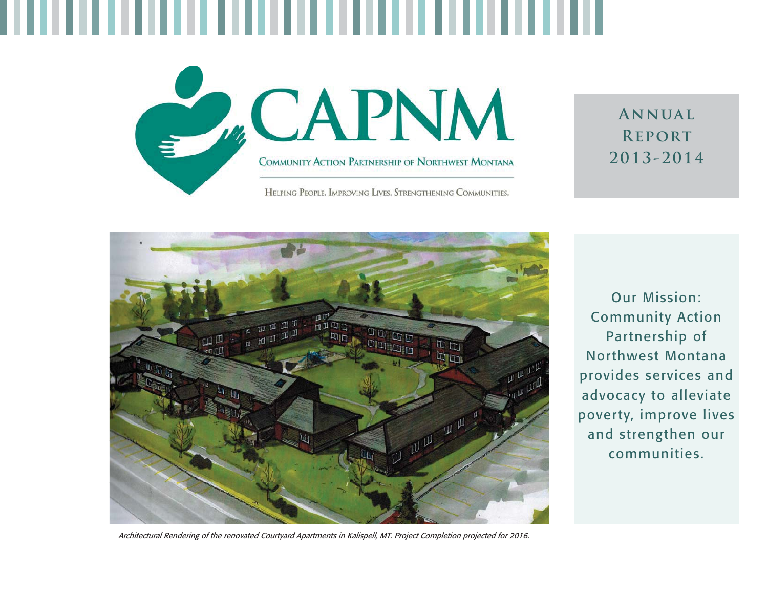# CAPNM

COMMUNITY ACTION PARTNERSHIP OF NORTHWEST MONTANA

HELPING PEOPLE. IMPROVING LIVES. STRENGTHENING COMMUNITIES.

## ANNUAL REPORT 2013-2014

*Architectural Rendering of the renovated Courtyard Apartments in Kalispell, MT. Project Completion projected for 2016.*

Our Mission: Community Action Partnership of Northwest Montana provides services and advocacy to alleviate poverty, improve lives and strengthen our communities.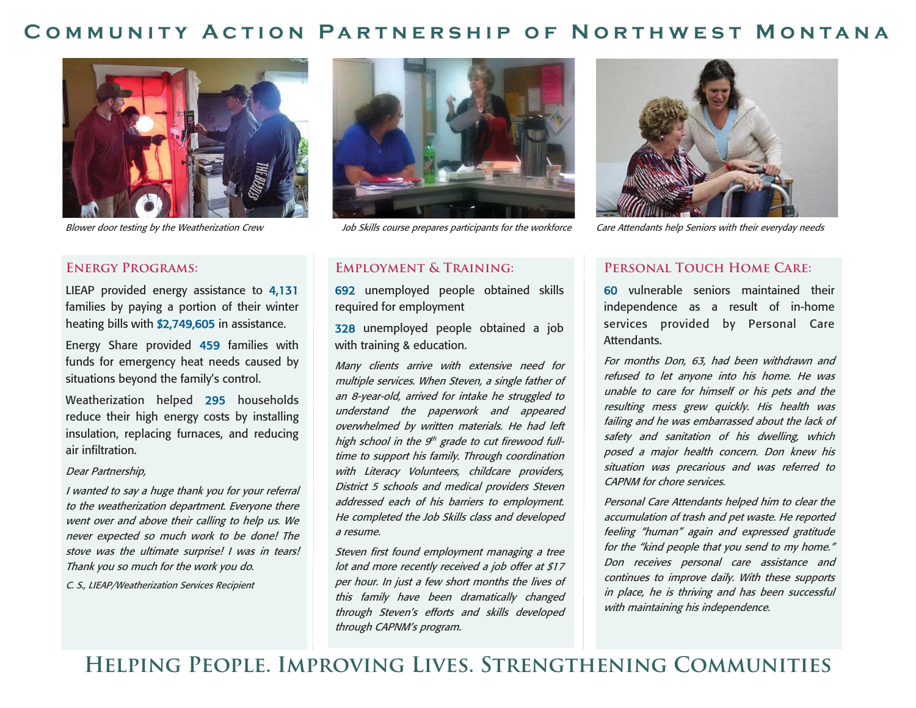# Community Action Partnership of Northwest Montana

*Blower door testing by the Weatherization Crew*

*Job Skills course prepares participants for the workforce*

*Care Attendants help Seniors with their everyday needs*

## Energy Programs:

LIEAP provided energy assistance to **4,131** families by paying a portion of their winter heating bills with **$2,749,605** in assistance.

Energy Share provided **459** families with funds for emergency heat needs caused by situations beyond the family's control.

Weatherization helped **295** households reduce their high energy costs by installing insulation, replacing furnaces, and reducing air infiltration.

*Dear Partnership,*

*I wanted to say a huge thank you for your referral to the weatherization department. Everyone there went over and above their calling to help us. We never expected so much work to be done! The stove was the ultimate surprise! I was in tears! Thank you so much for the work you do.*

*C. S., LIEAP/Weatherization Services Recipient*

## Employment & Training:

**692** unemployed people obtained skills required for employment

**328** unemployed people obtained a job with training & education.

*Many clients arrive with extensive need for multiple services. When Steven, a single father of an 8-year-old, arrived for intake he struggled to understand the paperwork and appeared overwhelmed by written materials. He had left high school in the 9th grade to cut firewood full-time to support his family. Through coordination with Literacy Volunteers, childcare providers, District 5 schools and medical providers Steven addressed each of his barriers to employment. He completed the Job Skills class and developed a resume.*

*Steven first found employment managing a tree lot and more recently received a job offer at $17 per hour. In just a few short months the lives of this family have been dramatically changed through Steven's efforts and skills developed through CAPNM's program.*

## Personal Touch Home Care:

**60** vulnerable seniors maintained their independence as a result of in-home services provided by Personal Care Attendants.

*For months Don, 63, had been withdrawn and refused to let anyone into his home. He was unable to care for himself or his pets and the resulting mess grew quickly. His health was failing and he was embarrassed about the lack of safety and sanitation of his dwelling, which posed a major health concern. Don knew his situation was precarious and was referred to CAPNM for chore services.*

*Personal Care Attendants helped him to clear the accumulation of trash and pet waste. He reported feeling "human" again and expressed gratitude for the "kind people that you send to my home." Don receives personal care assistance and continues to improve daily. With these supports in place, he is thriving and has been successful with maintaining his independence.*

## Helping People. Improving Lives. Strengthening Communities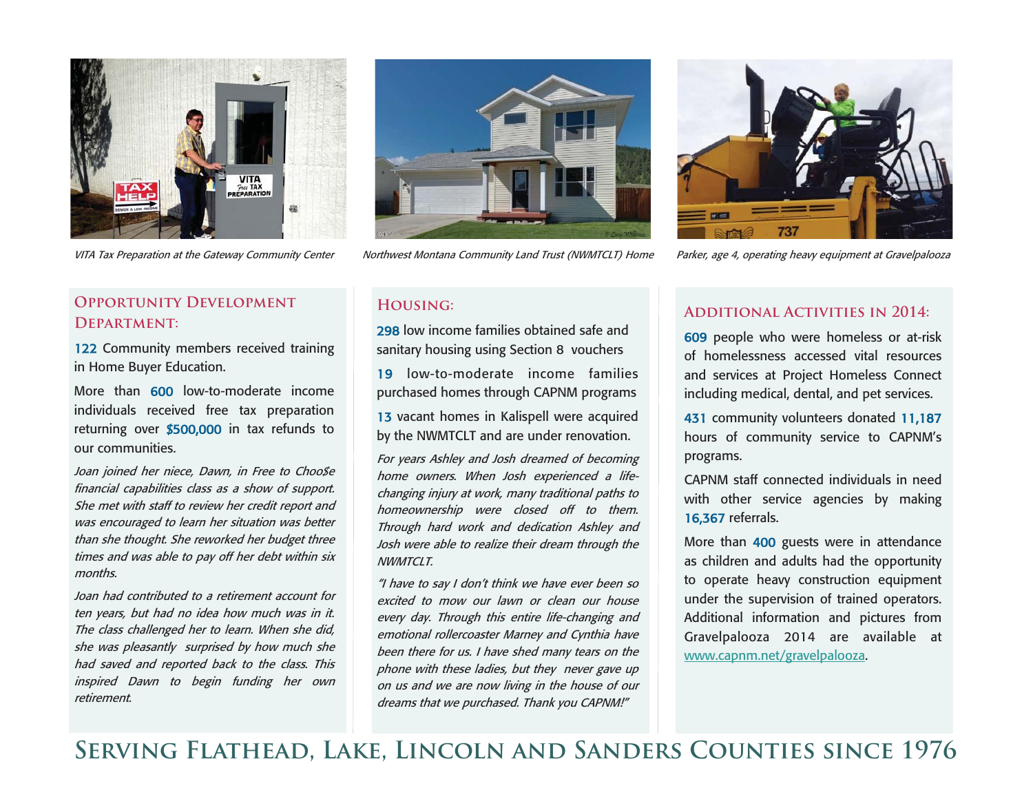VITA Tax Preparation at the Gateway Community Center

Northwest Montana Community Land Trust (NWMTCLT) Home

Parker, age 4, operating heavy equipment at Gravelpalooza

## Opportunity Development Department:

**122** Community members received training in Home Buyer Education.

More than **600** low-to-moderate income individuals received free tax preparation returning over **$500,000** in tax refunds to our communities.

*Joan joined her niece, Dawn, in Free to Choo$e financial capabilities class as a show of support. She met with staff to review her credit report and was encouraged to learn her situation was better than she thought. She reworked her budget three times and was able to pay off her debt within six months.*

*Joan had contributed to a retirement account for ten years, but had no idea how much was in it. The class challenged her to learn. When she did, she was pleasantly surprised by how much she had saved and reported back to the class. This inspired Dawn to begin funding her own retirement.*

## Housing:

**298** low income families obtained safe and sanitary housing using Section 8 vouchers

**19** low-to-moderate income families purchased homes through CAPNM programs

**13** vacant homes in Kalispell were acquired by the NWMTCLT and are under renovation.

*For years Ashley and Josh dreamed of becoming home owners. When Josh experienced a life-changing injury at work, many traditional paths to homeownership were closed off to them. Through hard work and dedication Ashley and Josh were able to realize their dream through the NWMTCLT.*

*"I have to say I don't think we have ever been so excited to mow our lawn or clean our house every day. Through this entire life-changing and emotional rollercoaster Marney and Cynthia have been there for us. I have shed many tears on the phone with these ladies, but they never gave up on us and we are now living in the house of our dreams that we purchased. Thank you CAPNM!"*

## Additional Activities in 2014:

**609** people who were homeless or at-risk of homelessness accessed vital resources and services at Project Homeless Connect including medical, dental, and pet services.

**431** community volunteers donated **11,187** hours of community service to CAPNM's programs.

CAPNM staff connected individuals in need with other service agencies by making **16,367** referrals.

More than **400** guests were in attendance as children and adults had the opportunity to operate heavy construction equipment under the supervision of trained operators. Additional information and pictures from Gravelpalooza 2014 are available at www.capnm.net/gravelpalooza.

## Serving Flathead, Lake, Lincoln and Sanders Counties since 1976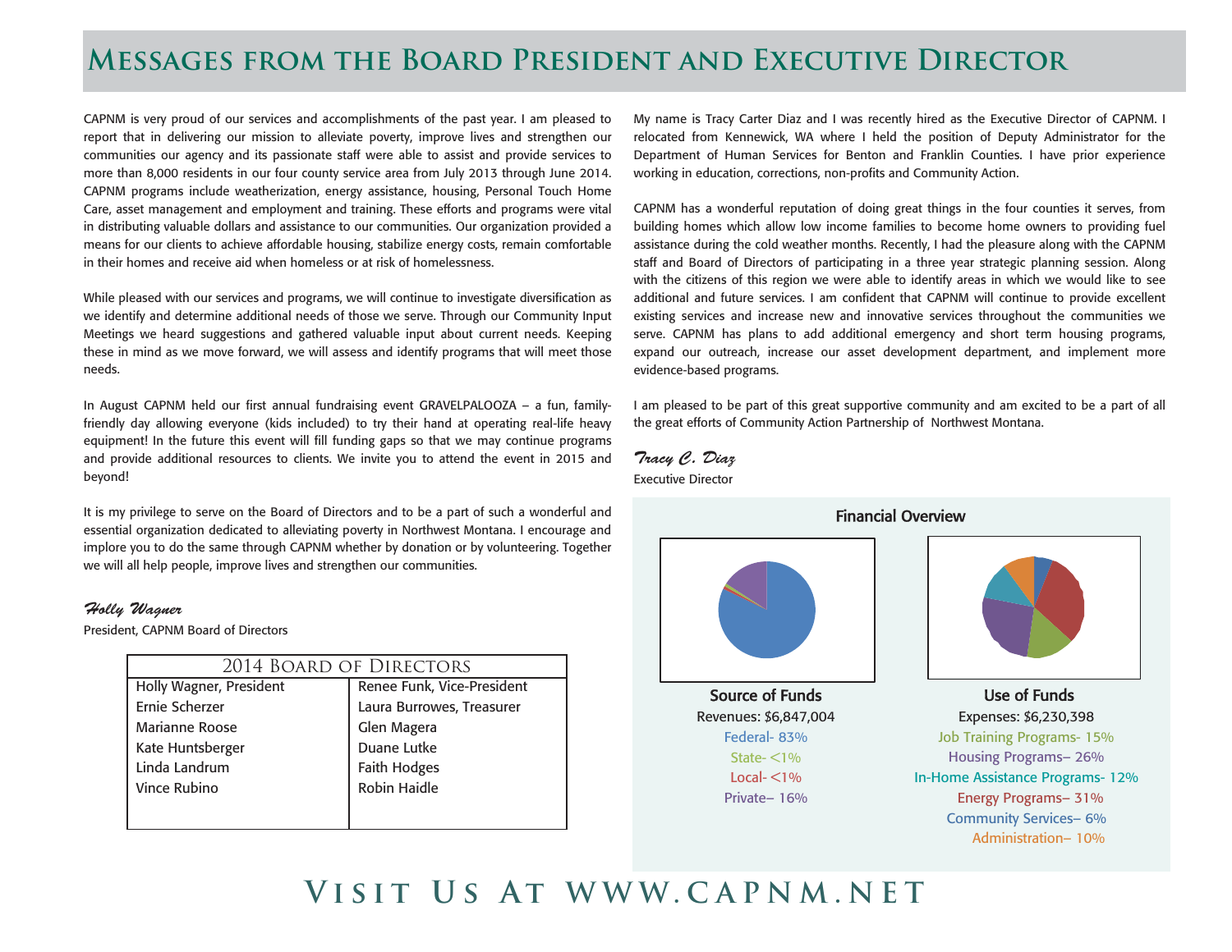# Messages from the Board President and Executive Director

CAPNM is very proud of our services and accomplishments of the past year. I am pleased to report that in delivering our mission to alleviate poverty, improve lives and strengthen our communities our agency and its passionate staff were able to assist and provide services to more than 8,000 residents in our four county service area from July 2013 through June 2014. CAPNM programs include weatherization, energy assistance, housing, Personal Touch Home Care, asset management and employment and training. These efforts and programs were vital in distributing valuable dollars and assistance to our communities. Our organization provided a means for our clients to achieve affordable housing, stabilize energy costs, remain comfortable in their homes and receive aid when homeless or at risk of homelessness.

While pleased with our services and programs, we will continue to investigate diversification as we identify and determine additional needs of those we serve. Through our Community Input Meetings we heard suggestions and gathered valuable input about current needs. Keeping these in mind as we move forward, we will assess and identify programs that will meet those needs.

In August CAPNM held our first annual fundraising event GRAVELPALOOZA – a fun, family-friendly day allowing everyone (kids included) to try their hand at operating real-life heavy equipment! In the future this event will fill funding gaps so that we may continue programs and provide additional resources to clients. We invite you to attend the event in 2015 and beyond!

It is my privilege to serve on the Board of Directors and to be a part of such a wonderful and essential organization dedicated to alleviating poverty in Northwest Montana. I encourage and implore you to do the same through CAPNM whether by donation or by volunteering. Together we will all help people, improve lives and strengthen our communities.

*Holly Wagner*
President, CAPNM Board of Directors

## 2014 Board of Directors

| | |
|---|---|
| Holly Wagner, President | Renee Funk, Vice-President |
| Ernie Scherzer | Laura Burrowes, Treasurer |
| Marianne Roose | Glen Magera |
| Kate Huntsberger | Duane Lutke |
| Linda Landrum | Faith Hodges |
| Vince Rubino | Robin Haidle |

My name is Tracy Carter Diaz and I was recently hired as the Executive Director of CAPNM. I relocated from Kennewick, WA where I held the position of Deputy Administrator for the Department of Human Services for Benton and Franklin Counties. I have prior experience working in education, corrections, non-profits and Community Action.

CAPNM has a wonderful reputation of doing great things in the four counties it serves, from building homes which allow low income families to become home owners to providing fuel assistance during the cold weather months. Recently, I had the pleasure along with the CAPNM staff and Board of Directors of participating in a three year strategic planning session. Along with the citizens of this region we were able to identify areas in which we would like to see additional and future services. I am confident that CAPNM will continue to provide excellent existing services and increase new and innovative services throughout the communities we serve. CAPNM has plans to add additional emergency and short term housing programs, expand our outreach, increase our asset development department, and implement more evidence-based programs.

I am pleased to be part of this great supportive community and am excited to be a part of all the great efforts of Community Action Partnership of Northwest Montana.

*Tracy C. Diaz*
Executive Director

## Financial Overview

**Source of Funds**
Revenues: $6,847,004
Federal- 83%
State- <1%
Local- <1%
Private– 16%

**Use of Funds**
Expenses: $6,230,398
Job Training Programs- 15%
Housing Programs– 26%
In-Home Assistance Programs- 12%
Energy Programs– 31%
Community Services– 6%
Administration– 10%

**Visit Us At WWW.CAPNM.NET**